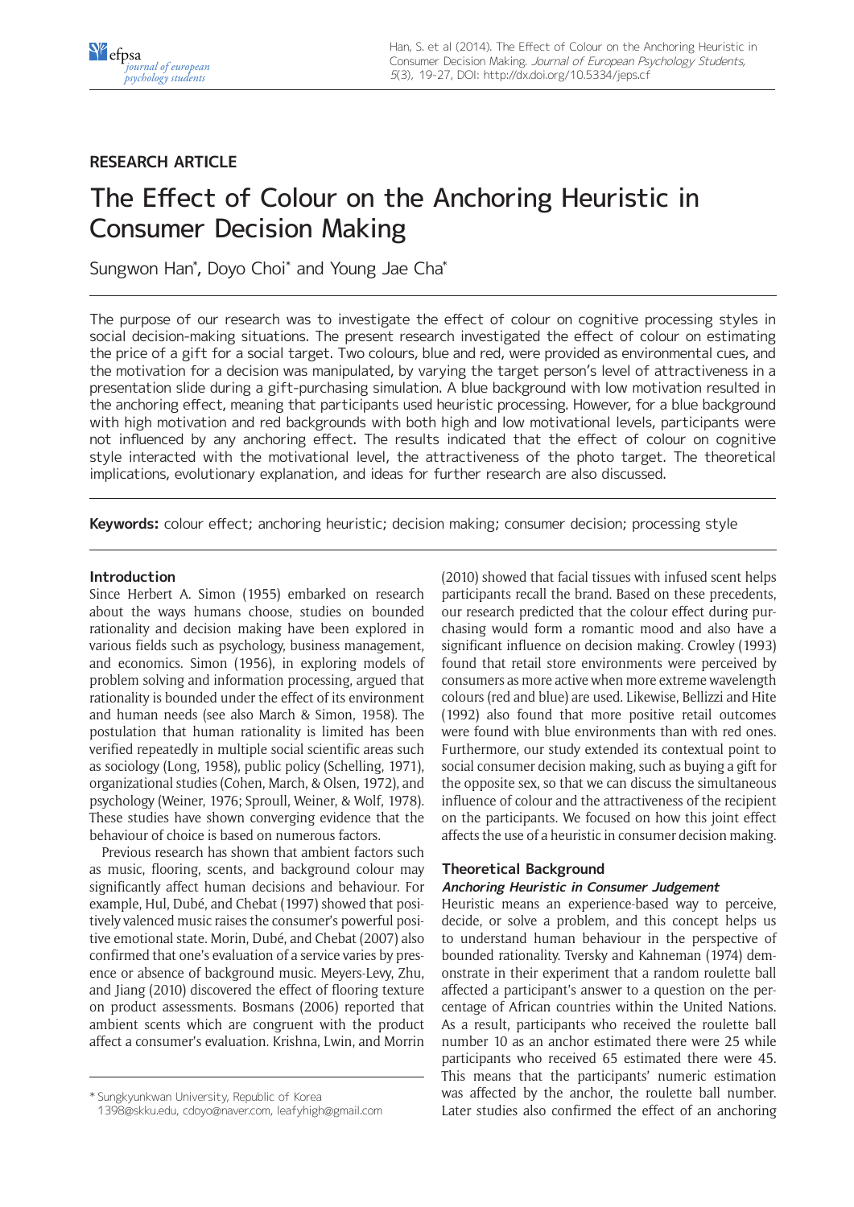RESEARCH ARTICLE

# The Effect of Colour on the Anchoring Heuristic in Consumer Decision Making

Sungwon Han*, Doyo Choi* and Young Jae Cha*

The purpose of our research was to investigate the effect of colour on cognitive processing styles in social decision-making situations. The present research investigated the effect of colour on estimating the price of a gift for a social target. Two colours, blue and red, were provided as environmental cues, and the motivation for a decision was manipulated, by varying the target person's level of attractiveness in a presentation slide during a gift-purchasing simulation. A blue background with low motivation resulted in the anchoring effect, meaning that participants used heuristic processing. However, for a blue background with high motivation and red backgrounds with both high and low motivational levels, participants were not influenced by any anchoring effect. The results indicated that the effect of colour on cognitive style interacted with the motivational level, the attractiveness of the photo target. The theoretical implications, evolutionary explanation, and ideas for further research are also discussed.

**Keywords:** colour effect; anchoring heuristic; decision making; consumer decision; processing style

## Introduction

Since Herbert A. Simon (1955) embarked on research about the ways humans choose, studies on bounded rationality and decision making have been explored in various fields such as psychology, business management, and economics. Simon (1956), in exploring models of problem solving and information processing, argued that rationality is bounded under the effect of its environment and human needs (see also March & Simon, 1958). The postulation that human rationality is limited has been verified repeatedly in multiple social scientific areas such as sociology (Long, 1958), public policy (Schelling, 1971), organizational studies (Cohen, March, & Olsen, 1972), and psychology (Weiner, 1976; Sproull, Weiner, & Wolf, 1978). These studies have shown converging evidence that the behaviour of choice is based on numerous factors.

Previous research has shown that ambient factors such as music, flooring, scents, and background colour may significantly affect human decisions and behaviour. For example, Hul, Dubé, and Chebat (1997) showed that positively valenced music raises the consumer's powerful positive emotional state. Morin, Dubé, and Chebat (2007) also confirmed that one's evaluation of a service varies by presence or absence of background music. Meyers-Levy, Zhu, and Jiang (2010) discovered the effect of flooring texture on product assessments. Bosmans (2006) reported that ambient scents which are congruent with the product affect a consumer's evaluation. Krishna, Lwin, and Morrin (2010) showed that facial tissues with infused scent helps participants recall the brand. Based on these precedents, our research predicted that the colour effect during purchasing would form a romantic mood and also have a significant influence on decision making. Crowley (1993) found that retail store environments were perceived by consumers as more active when more extreme wavelength colours (red and blue) are used. Likewise, Bellizzi and Hite (1992) also found that more positive retail outcomes were found with blue environments than with red ones. Furthermore, our study extended its contextual point to social consumer decision making, such as buying a gift for the opposite sex, so that we can discuss the simultaneous influence of colour and the attractiveness of the recipient on the participants. We focused on how this joint effect affects the use of a heuristic in consumer decision making.

## Theoretical Background

### *Anchoring Heuristic in Consumer Judgement*

Heuristic means an experience-based way to perceive, decide, or solve a problem, and this concept helps us to understand human behaviour in the perspective of bounded rationality. Tversky and Kahneman (1974) demonstrate in their experiment that a random roulette ball affected a participant's answer to a question on the percentage of African countries within the United Nations. As a result, participants who received the roulette ball number 10 as an anchor estimated there were 25 while participants who received 65 estimated there were 45. This means that the participants' numeric estimation was affected by the anchor, the roulette ball number. Later studies also confirmed the effect of an anchoring

* Sungkyunkwan University, Republic of Korea
1398@skku.edu, cdoyo@naver.com, leafyhigh@gmail.com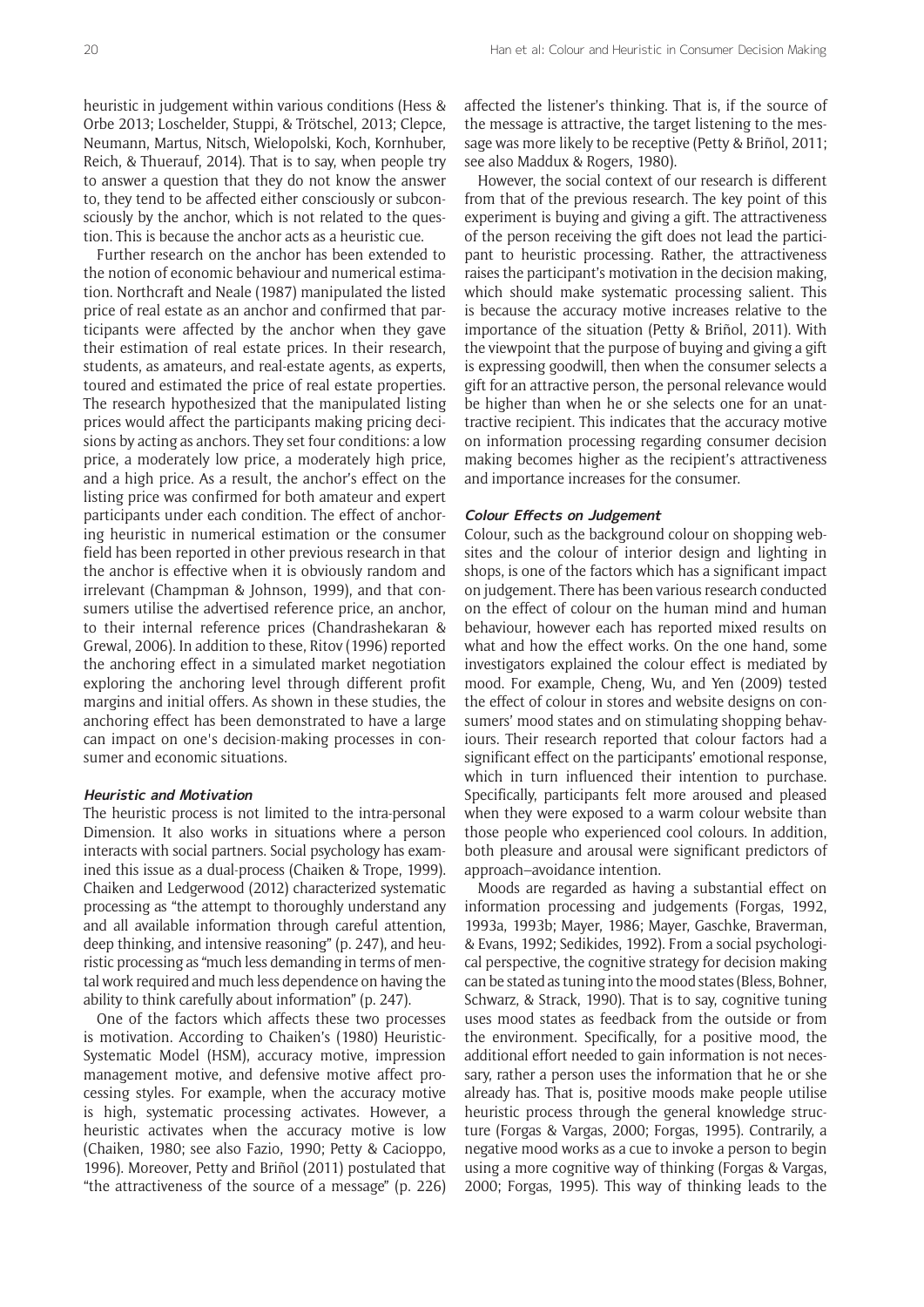heuristic in judgement within various conditions (Hess & Orbe 2013; Loschelder, Stuppi, & Trötschel, 2013; Clepce, Neumann, Martus, Nitsch, Wielopolski, Koch, Kornhuber, Reich, & Thuerauf, 2014). That is to say, when people try to answer a question that they do not know the answer to, they tend to be affected either consciously or subconsciously by the anchor, which is not related to the question. This is because the anchor acts as a heuristic cue.

Further research on the anchor has been extended to the notion of economic behaviour and numerical estimation. Northcraft and Neale (1987) manipulated the listed price of real estate as an anchor and confirmed that participants were affected by the anchor when they gave their estimation of real estate prices. In their research, students, as amateurs, and real-estate agents, as experts, toured and estimated the price of real estate properties. The research hypothesized that the manipulated listing prices would affect the participants making pricing decisions by acting as anchors. They set four conditions: a low price, a moderately low price, a moderately high price, and a high price. As a result, the anchor's effect on the listing price was confirmed for both amateur and expert participants under each condition. The effect of anchoring heuristic in numerical estimation or the consumer field has been reported in other previous research in that the anchor is effective when it is obviously random and irrelevant (Champman & Johnson, 1999), and that consumers utilise the advertised reference price, an anchor, to their internal reference prices (Chandrashekaran & Grewal, 2006). In addition to these, Ritov (1996) reported the anchoring effect in a simulated market negotiation exploring the anchoring level through different profit margins and initial offers. As shown in these studies, the anchoring effect has been demonstrated to have a large can impact on one's decision-making processes in consumer and economic situations.

### Heuristic and Motivation

The heuristic process is not limited to the intra-personal Dimension. It also works in situations where a person interacts with social partners. Social psychology has examined this issue as a dual-process (Chaiken & Trope, 1999). Chaiken and Ledgerwood (2012) characterized systematic processing as "the attempt to thoroughly understand any and all available information through careful attention, deep thinking, and intensive reasoning" (p. 247), and heuristic processing as "much less demanding in terms of mental work required and much less dependence on having the ability to think carefully about information" (p. 247).

One of the factors which affects these two processes is motivation. According to Chaiken's (1980) Heuristic-Systematic Model (HSM), accuracy motive, impression management motive, and defensive motive affect processing styles. For example, when the accuracy motive is high, systematic processing activates. However, a heuristic activates when the accuracy motive is low (Chaiken, 1980; see also Fazio, 1990; Petty & Cacioppo, 1996). Moreover, Petty and Briñol (2011) postulated that "the attractiveness of the source of a message" (p. 226) affected the listener's thinking. That is, if the source of the message is attractive, the target listening to the message was more likely to be receptive (Petty & Briñol, 2011; see also Maddux & Rogers, 1980).

However, the social context of our research is different from that of the previous research. The key point of this experiment is buying and giving a gift. The attractiveness of the person receiving the gift does not lead the participant to heuristic processing. Rather, the attractiveness raises the participant's motivation in the decision making, which should make systematic processing salient. This is because the accuracy motive increases relative to the importance of the situation (Petty & Briñol, 2011). With the viewpoint that the purpose of buying and giving a gift is expressing goodwill, then when the consumer selects a gift for an attractive person, the personal relevance would be higher than when he or she selects one for an unattractive recipient. This indicates that the accuracy motive on information processing regarding consumer decision making becomes higher as the recipient's attractiveness and importance increases for the consumer.

### Colour Effects on Judgement

Colour, such as the background colour on shopping websites and the colour of interior design and lighting in shops, is one of the factors which has a significant impact on judgement. There has been various research conducted on the effect of colour on the human mind and human behaviour, however each has reported mixed results on what and how the effect works. On the one hand, some investigators explained the colour effect is mediated by mood. For example, Cheng, Wu, and Yen (2009) tested the effect of colour in stores and website designs on consumers' mood states and on stimulating shopping behaviours. Their research reported that colour factors had a significant effect on the participants' emotional response, which in turn influenced their intention to purchase. Specifically, participants felt more aroused and pleased when they were exposed to a warm colour website than those people who experienced cool colours. In addition, both pleasure and arousal were significant predictors of approach–avoidance intention.

Moods are regarded as having a substantial effect on information processing and judgements (Forgas, 1992, 1993a, 1993b; Mayer, 1986; Mayer, Gaschke, Braverman, & Evans, 1992; Sedikides, 1992). From a social psychological perspective, the cognitive strategy for decision making can be stated as tuning into the mood states (Bless, Bohner, Schwarz, & Strack, 1990). That is to say, cognitive tuning uses mood states as feedback from the outside or from the environment. Specifically, for a positive mood, the additional effort needed to gain information is not necessary, rather a person uses the information that he or she already has. That is, positive moods make people utilise heuristic process through the general knowledge structure (Forgas & Vargas, 2000; Forgas, 1995). Contrarily, a negative mood works as a cue to invoke a person to begin using a more cognitive way of thinking (Forgas & Vargas, 2000; Forgas, 1995). This way of thinking leads to the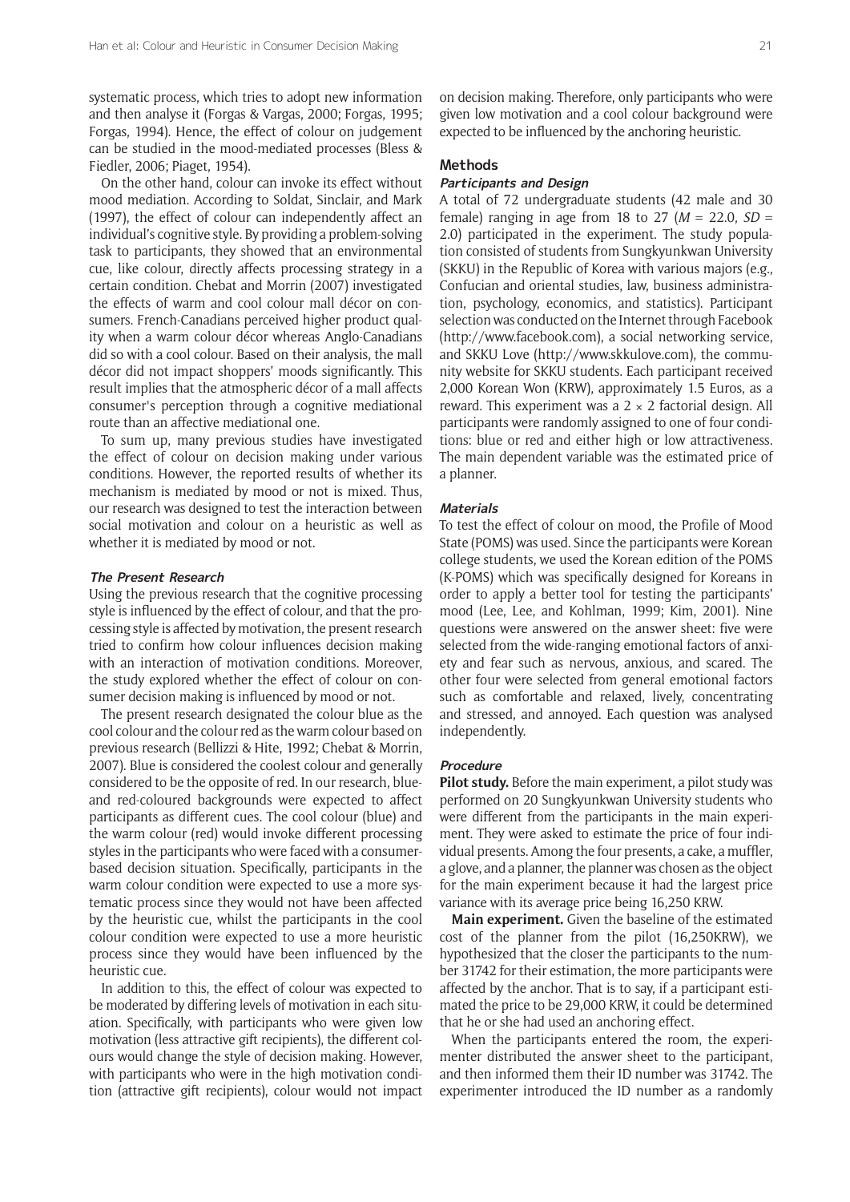systematic process, which tries to adopt new information and then analyse it (Forgas & Vargas, 2000; Forgas, 1995; Forgas, 1994). Hence, the effect of colour on judgement can be studied in the mood-mediated processes (Bless & Fiedler, 2006; Piaget, 1954).

On the other hand, colour can invoke its effect without mood mediation. According to Soldat, Sinclair, and Mark (1997), the effect of colour can independently affect an individual's cognitive style. By providing a problem-solving task to participants, they showed that an environmental cue, like colour, directly affects processing strategy in a certain condition. Chebat and Morrin (2007) investigated the effects of warm and cool colour mall décor on consumers. French-Canadians perceived higher product quality when a warm colour décor whereas Anglo-Canadians did so with a cool colour. Based on their analysis, the mall décor did not impact shoppers' moods significantly. This result implies that the atmospheric décor of a mall affects consumer's perception through a cognitive mediational route than an affective mediational one.

To sum up, many previous studies have investigated the effect of colour on decision making under various conditions. However, the reported results of whether its mechanism is mediated by mood or not is mixed. Thus, our research was designed to test the interaction between social motivation and colour on a heuristic as well as whether it is mediated by mood or not.

### The Present Research

Using the previous research that the cognitive processing style is influenced by the effect of colour, and that the processing style is affected by motivation, the present research tried to confirm how colour influences decision making with an interaction of motivation conditions. Moreover, the study explored whether the effect of colour on consumer decision making is influenced by mood or not.

The present research designated the colour blue as the cool colour and the colour red as the warm colour based on previous research (Bellizzi & Hite, 1992; Chebat & Morrin, 2007). Blue is considered the coolest colour and generally considered to be the opposite of red. In our research, blue- and red-coloured backgrounds were expected to affect participants as different cues. The cool colour (blue) and the warm colour (red) would invoke different processing styles in the participants who were faced with a consumer-based decision situation. Specifically, participants in the warm colour condition were expected to use a more systematic process since they would not have been affected by the heuristic cue, whilst the participants in the cool colour condition were expected to use a more heuristic process since they would have been influenced by the heuristic cue.

In addition to this, the effect of colour was expected to be moderated by differing levels of motivation in each situation. Specifically, with participants who were given low motivation (less attractive gift recipients), the different colours would change the style of decision making. However, with participants who were in the high motivation condition (attractive gift recipients), colour would not impact on decision making. Therefore, only participants who were given low motivation and a cool colour background were expected to be influenced by the anchoring heuristic.

## Methods

### Participants and Design

A total of 72 undergraduate students (42 male and 30 female) ranging in age from 18 to 27 ($M$ = 22.0, $SD$ = 2.0) participated in the experiment. The study population consisted of students from Sungkyunkwan University (SKKU) in the Republic of Korea with various majors (e.g., Confucian and oriental studies, law, business administration, psychology, economics, and statistics). Participant selection was conducted on the Internet through Facebook (http://www.facebook.com), a social networking service, and SKKU Love (http://www.skkulove.com), the community website for SKKU students. Each participant received 2,000 Korean Won (KRW), approximately 1.5 Euros, as a reward. This experiment was a $2 \times 2$ factorial design. All participants were randomly assigned to one of four conditions: blue or red and either high or low attractiveness. The main dependent variable was the estimated price of a planner.

### Materials

To test the effect of colour on mood, the Profile of Mood State (POMS) was used. Since the participants were Korean college students, we used the Korean edition of the POMS (K-POMS) which was specifically designed for Koreans in order to apply a better tool for testing the participants' mood (Lee, Lee, and Kohlman, 1999; Kim, 2001). Nine questions were answered on the answer sheet: five were selected from the wide-ranging emotional factors of anxiety and fear such as nervous, anxious, and scared. The other four were selected from general emotional factors such as comfortable and relaxed, lively, concentrating and stressed, and annoyed. Each question was analysed independently.

### Procedure

**Pilot study.** Before the main experiment, a pilot study was performed on 20 Sungkyunkwan University students who were different from the participants in the main experiment. They were asked to estimate the price of four individual presents. Among the four presents, a cake, a muffler, a glove, and a planner, the planner was chosen as the object for the main experiment because it had the largest price variance with its average price being 16,250 KRW.

**Main experiment.** Given the baseline of the estimated cost of the planner from the pilot (16,250KRW), we hypothesized that the closer the participants to the number 31742 for their estimation, the more participants were affected by the anchor. That is to say, if a participant estimated the price to be 29,000 KRW, it could be determined that he or she had used an anchoring effect.

When the participants entered the room, the experimenter distributed the answer sheet to the participant, and then informed them their ID number was 31742. The experimenter introduced the ID number as a randomly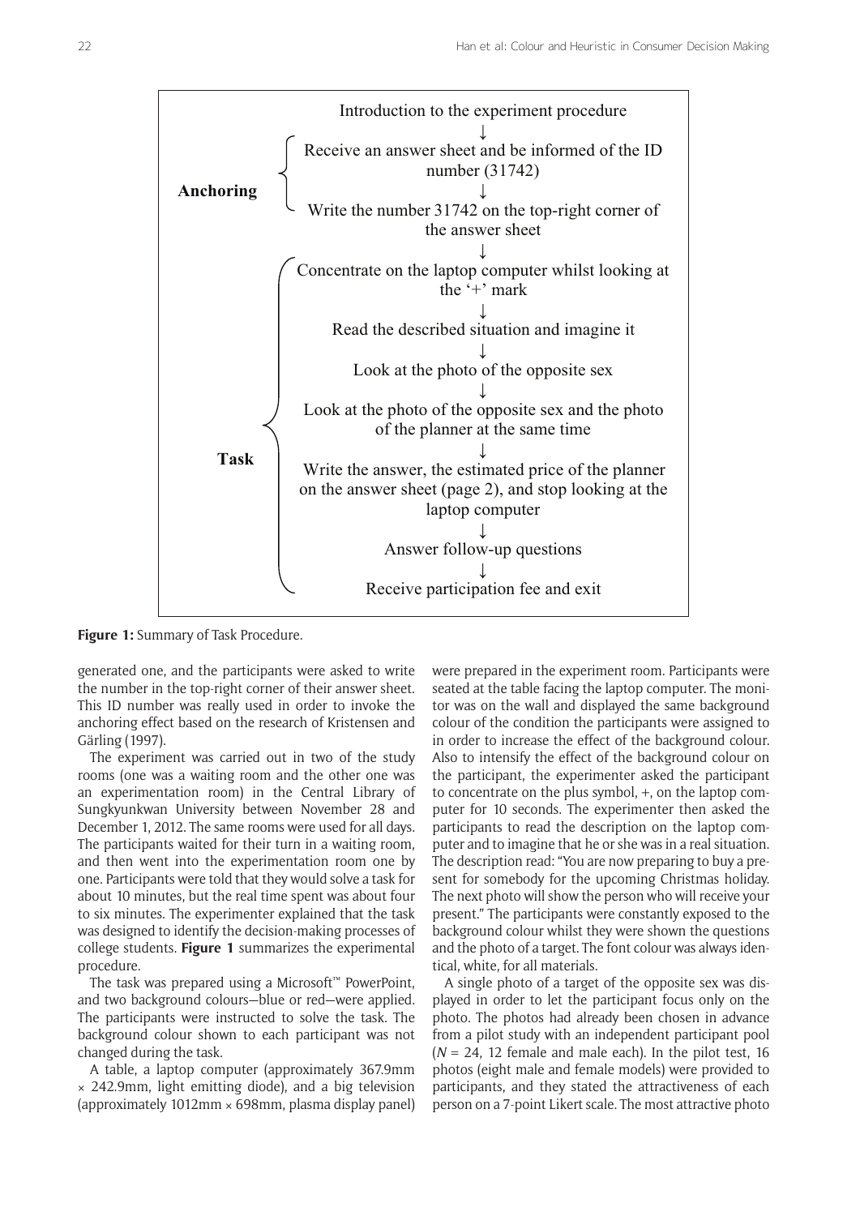**Anchoring**

- Introduction to the experiment procedure
- ↓
- Receive an answer sheet and be informed of the ID number (31742)
- ↓
- Write the number 31742 on the top-right corner of the answer sheet
- ↓

**Task**

- Concentrate on the laptop computer whilst looking at the '+' mark
- ↓
- Read the described situation and imagine it
- ↓
- Look at the photo of the opposite sex
- ↓
- Look at the photo of the opposite sex and the photo of the planner at the same time
- ↓
- Write the answer, the estimated price of the planner on the answer sheet (page 2), and stop looking at the laptop computer
- ↓
- Answer follow-up questions
- ↓
- Receive participation fee and exit

**Figure 1:** Summary of Task Procedure.

generated one, and the participants were asked to write the number in the top-right corner of their answer sheet. This ID number was really used in order to invoke the anchoring effect based on the research of Kristensen and Gärling (1997).

The experiment was carried out in two of the study rooms (one was a waiting room and the other one was an experimentation room) in the Central Library of Sungkyunkwan University between November 28 and December 1, 2012. The same rooms were used for all days. The participants waited for their turn in a waiting room, and then went into the experimentation room one by one. Participants were told that they would solve a task for about 10 minutes, but the real time spent was about four to six minutes. The experimenter explained that the task was designed to identify the decision-making processes of college students. **Figure 1** summarizes the experimental procedure.

The task was prepared using a Microsoft™ PowerPoint, and two background colours—blue or red—were applied. The participants were instructed to solve the task. The background colour shown to each participant was not changed during the task.

A table, a laptop computer (approximately 367.9mm × 242.9mm, light emitting diode), and a big television (approximately 1012mm × 698mm, plasma display panel) were prepared in the experiment room. Participants were seated at the table facing the laptop computer. The monitor was on the wall and displayed the same background colour of the condition the participants were assigned to in order to increase the effect of the background colour. Also to intensify the effect of the background colour on the participant, the experimenter asked the participant to concentrate on the plus symbol, +, on the laptop computer for 10 seconds. The experimenter then asked the participants to read the description on the laptop computer and to imagine that he or she was in a real situation. The description read: "You are now preparing to buy a present for somebody for the upcoming Christmas holiday. The next photo will show the person who will receive your present." The participants were constantly exposed to the background colour whilst they were shown the questions and the photo of a target. The font colour was always identical, white, for all materials.

A single photo of a target of the opposite sex was displayed in order to let the participant focus only on the photo. The photos had already been chosen in advance from a pilot study with an independent participant pool ($N$ = 24, 12 female and male each). In the pilot test, 16 photos (eight male and female models) were provided to participants, and they stated the attractiveness of each person on a 7-point Likert scale. The most attractive photo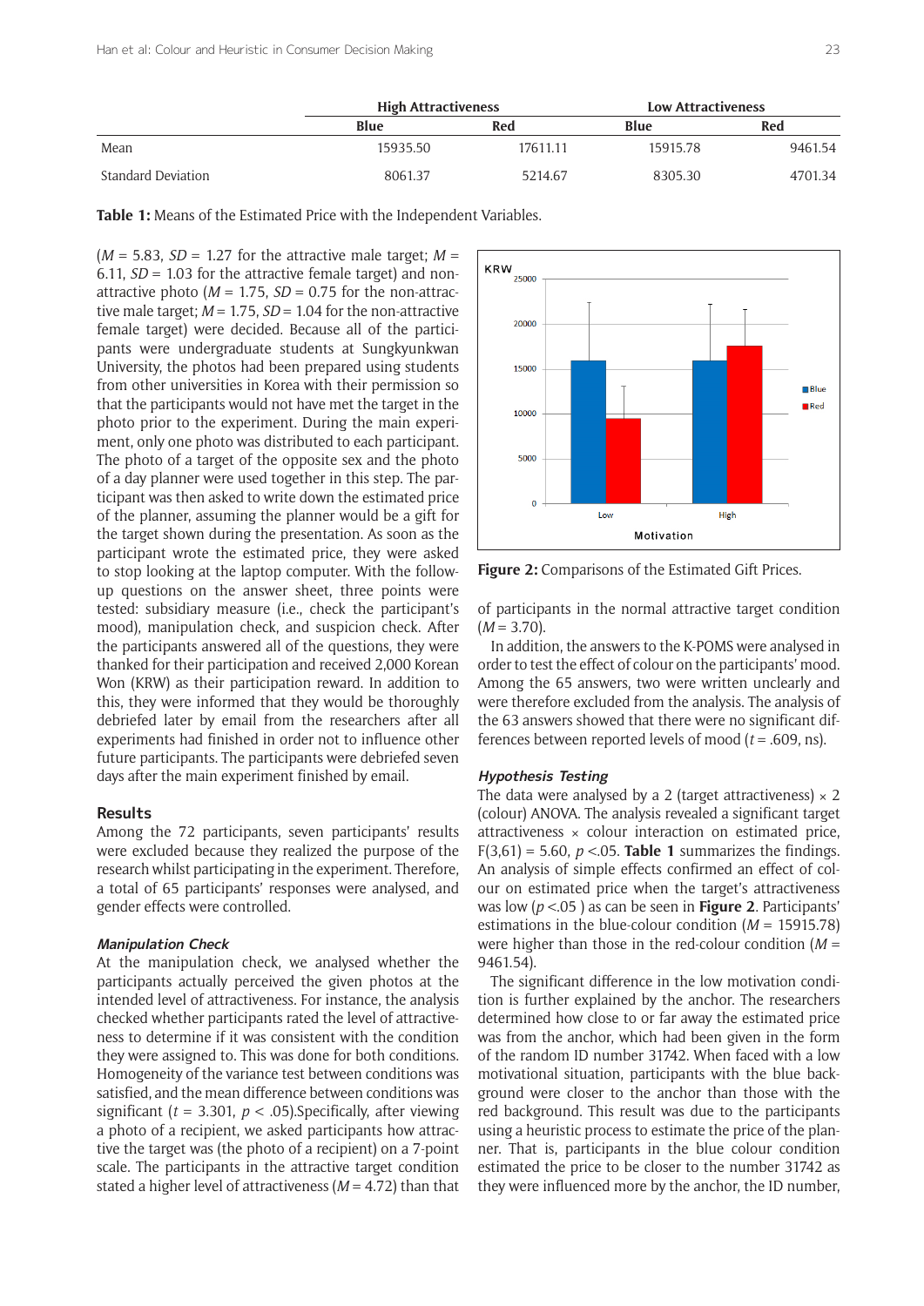| | High Attractiveness | | Low Attractiveness | |
|---|---|---|---|---|
| | Blue | Red | Blue | Red |
| Mean | 15935.50 | 17611.11 | 15915.78 | 9461.54 |
| Standard Deviation | 8061.37 | 5214.67 | 8305.30 | 4701.34 |

**Table 1:** Means of the Estimated Price with the Independent Variables.

($M$ = 5.83, $SD$ = 1.27 for the attractive male target; $M$ = 6.11, $SD$ = 1.03 for the attractive female target) and non-attractive photo ($M$ = 1.75, $SD$ = 0.75 for the non-attractive male target; $M$ = 1.75, $SD$ = 1.04 for the non-attractive female target) were decided. Because all of the participants were undergraduate students at Sungkyunkwan University, the photos had been prepared using students from other universities in Korea with their permission so that the participants would not have met the target in the photo prior to the experiment. During the main experiment, only one photo was distributed to each participant. The photo of a target of the opposite sex and the photo of a day planner were used together in this step. The participant was then asked to write down the estimated price of the planner, assuming the planner would be a gift for the target shown during the presentation. As soon as the participant wrote the estimated price, they were asked to stop looking at the laptop computer. With the follow-up questions on the answer sheet, three points were tested: subsidiary measure (i.e., check the participant's mood), manipulation check, and suspicion check. After the participants answered all of the questions, they were thanked for their participation and received 2,000 Korean Won (KRW) as their participation reward. In addition to this, they were informed that they would be thoroughly debriefed later by email from the researchers after all experiments had finished in order not to influence other future participants. The participants were debriefed seven days after the main experiment finished by email.

## Results

Among the 72 participants, seven participants' results were excluded because they realized the purpose of the research whilst participating in the experiment. Therefore, a total of 65 participants' responses were analysed, and gender effects were controlled.

### *Manipulation Check*

At the manipulation check, we analysed whether the participants actually perceived the given photos at the intended level of attractiveness. For instance, the analysis checked whether participants rated the level of attractiveness to determine if it was consistent with the condition they were assigned to. This was done for both conditions. Homogeneity of the variance test between conditions was satisfied, and the mean difference between conditions was significant ($t$ = 3.301, $p$ < .05).Specifically, after viewing a photo of a recipient, we asked participants how attractive the target was (the photo of a recipient) on a 7-point scale. The participants in the attractive target condition stated a higher level of attractiveness ($M$ = 4.72) than that of participants in the normal attractive target condition ($M$ = 3.70).

In addition, the answers to the K-POMS were analysed in order to test the effect of colour on the participants' mood. Among the 65 answers, two were written unclearly and were therefore excluded from the analysis. The analysis of the 63 answers showed that there were no significant differences between reported levels of mood ($t$ = .609, ns).

**Figure 2:** Comparisons of the Estimated Gift Prices.

### *Hypothesis Testing*

The data were analysed by a 2 (target attractiveness) × 2 (colour) ANOVA. The analysis revealed a significant target attractiveness × colour interaction on estimated price, $F(3,61) = 5.60$, $p$ <.05. **Table 1** summarizes the findings. An analysis of simple effects confirmed an effect of colour on estimated price when the target's attractiveness was low ($p$ <.05 ) as can be seen in **Figure 2**. Participants' estimations in the blue-colour condition ($M$ = 15915.78) were higher than those in the red-colour condition ($M$ = 9461.54).

The significant difference in the low motivation condition is further explained by the anchor. The researchers determined how close to or far away the estimated price was from the anchor, which had been given in the form of the random ID number 31742. When faced with a low motivational situation, participants with the blue background were closer to the anchor than those with the red background. This result was due to the participants using a heuristic process to estimate the price of the planner. That is, participants in the blue colour condition estimated the price to be closer to the number 31742 as they were influenced more by the anchor, the ID number,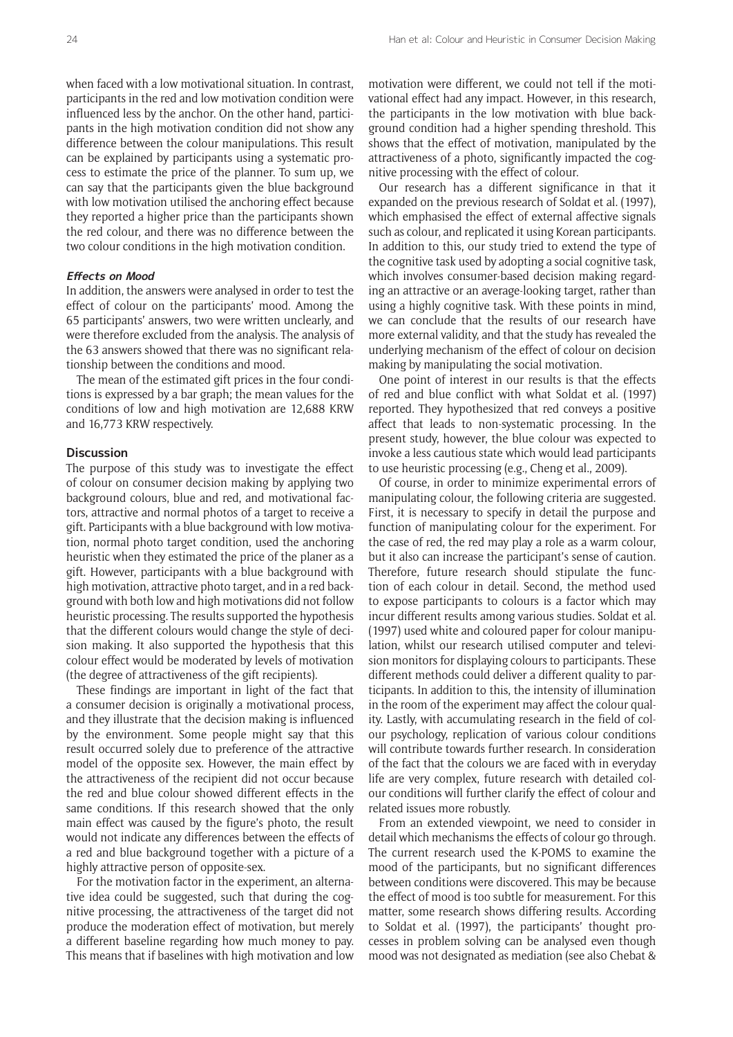when faced with a low motivational situation. In contrast, participants in the red and low motivation condition were influenced less by the anchor. On the other hand, participants in the high motivation condition did not show any difference between the colour manipulations. This result can be explained by participants using a systematic process to estimate the price of the planner. To sum up, we can say that the participants given the blue background with low motivation utilised the anchoring effect because they reported a higher price than the participants shown the red colour, and there was no difference between the two colour conditions in the high motivation condition.

#### *Effects on Mood*

In addition, the answers were analysed in order to test the effect of colour on the participants' mood. Among the 65 participants' answers, two were written unclearly, and were therefore excluded from the analysis. The analysis of the 63 answers showed that there was no significant relationship between the conditions and mood.

The mean of the estimated gift prices in the four conditions is expressed by a bar graph; the mean values for the conditions of low and high motivation are 12,688 KRW and 16,773 KRW respectively.

### Discussion

The purpose of this study was to investigate the effect of colour on consumer decision making by applying two background colours, blue and red, and motivational factors, attractive and normal photos of a target to receive a gift. Participants with a blue background with low motivation, normal photo target condition, used the anchoring heuristic when they estimated the price of the planer as a gift. However, participants with a blue background with high motivation, attractive photo target, and in a red background with both low and high motivations did not follow heuristic processing. The results supported the hypothesis that the different colours would change the style of decision making. It also supported the hypothesis that this colour effect would be moderated by levels of motivation (the degree of attractiveness of the gift recipients).

These findings are important in light of the fact that a consumer decision is originally a motivational process, and they illustrate that the decision making is influenced by the environment. Some people might say that this result occurred solely due to preference of the attractive model of the opposite sex. However, the main effect by the attractiveness of the recipient did not occur because the red and blue colour showed different effects in the same conditions. If this research showed that the only main effect was caused by the figure's photo, the result would not indicate any differences between the effects of a red and blue background together with a picture of a highly attractive person of opposite-sex.

For the motivation factor in the experiment, an alternative idea could be suggested, such that during the cognitive processing, the attractiveness of the target did not produce the moderation effect of motivation, but merely a different baseline regarding how much money to pay. This means that if baselines with high motivation and low motivation were different, we could not tell if the motivational effect had any impact. However, in this research, the participants in the low motivation with blue background condition had a higher spending threshold. This shows that the effect of motivation, manipulated by the attractiveness of a photo, significantly impacted the cognitive processing with the effect of colour.

Our research has a different significance in that it expanded on the previous research of Soldat et al. (1997), which emphasised the effect of external affective signals such as colour, and replicated it using Korean participants. In addition to this, our study tried to extend the type of the cognitive task used by adopting a social cognitive task, which involves consumer-based decision making regarding an attractive or an average-looking target, rather than using a highly cognitive task. With these points in mind, we can conclude that the results of our research have more external validity, and that the study has revealed the underlying mechanism of the effect of colour on decision making by manipulating the social motivation.

One point of interest in our results is that the effects of red and blue conflict with what Soldat et al. (1997) reported. They hypothesized that red conveys a positive affect that leads to non-systematic processing. In the present study, however, the blue colour was expected to invoke a less cautious state which would lead participants to use heuristic processing (e.g., Cheng et al., 2009).

Of course, in order to minimize experimental errors of manipulating colour, the following criteria are suggested. First, it is necessary to specify in detail the purpose and function of manipulating colour for the experiment. For the case of red, the red may play a role as a warm colour, but it also can increase the participant's sense of caution. Therefore, future research should stipulate the function of each colour in detail. Second, the method used to expose participants to colours is a factor which may incur different results among various studies. Soldat et al. (1997) used white and coloured paper for colour manipulation, whilst our research utilised computer and television monitors for displaying colours to participants. These different methods could deliver a different quality to participants. In addition to this, the intensity of illumination in the room of the experiment may affect the colour quality. Lastly, with accumulating research in the field of colour psychology, replication of various colour conditions will contribute towards further research. In consideration of the fact that the colours we are faced with in everyday life are very complex, future research with detailed colour conditions will further clarify the effect of colour and related issues more robustly.

From an extended viewpoint, we need to consider in detail which mechanisms the effects of colour go through. The current research used the K-POMS to examine the mood of the participants, but no significant differences between conditions were discovered. This may be because the effect of mood is too subtle for measurement. For this matter, some research shows differing results. According to Soldat et al. (1997), the participants' thought processes in problem solving can be analysed even though mood was not designated as mediation (see also Chebat &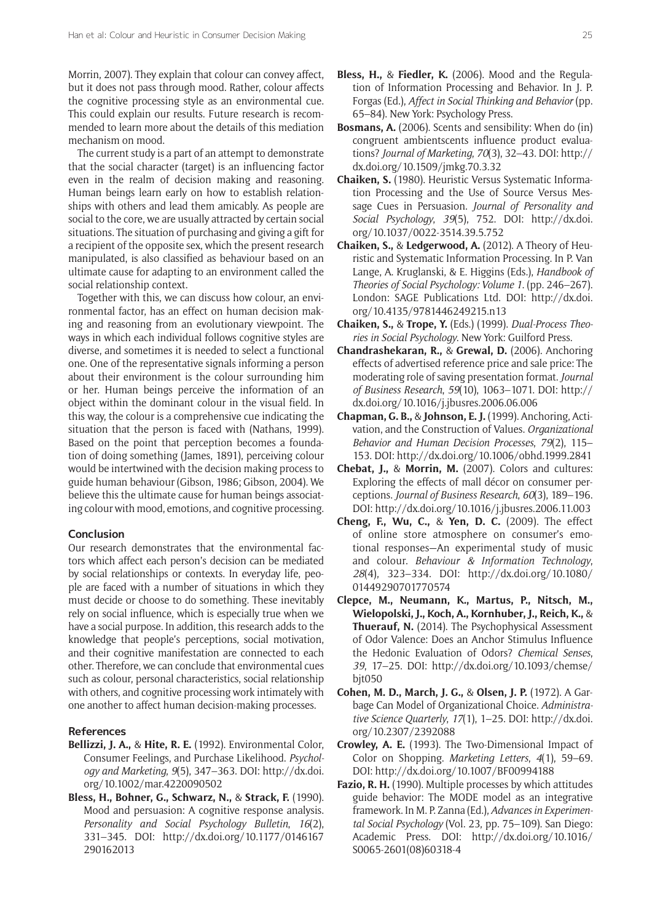Morrin, 2007). They explain that colour can convey affect, but it does not pass through mood. Rather, colour affects the cognitive processing style as an environmental cue. This could explain our results. Future research is recommended to learn more about the details of this mediation mechanism on mood.

The current study is a part of an attempt to demonstrate that the social character (target) is an influencing factor even in the realm of decision making and reasoning. Human beings learn early on how to establish relationships with others and lead them amicably. As people are social to the core, we are usually attracted by certain social situations. The situation of purchasing and giving a gift for a recipient of the opposite sex, which the present research manipulated, is also classified as behaviour based on an ultimate cause for adapting to an environment called the social relationship context.

Together with this, we can discuss how colour, an environmental factor, has an effect on human decision making and reasoning from an evolutionary viewpoint. The ways in which each individual follows cognitive styles are diverse, and sometimes it is needed to select a functional one. One of the representative signals informing a person about their environment is the colour surrounding him or her. Human beings perceive the information of an object within the dominant colour in the visual field. In this way, the colour is a comprehensive cue indicating the situation that the person is faced with (Nathans, 1999). Based on the point that perception becomes a foundation of doing something (James, 1891), perceiving colour would be intertwined with the decision making process to guide human behaviour (Gibson, 1986; Gibson, 2004). We believe this the ultimate cause for human beings associating colour with mood, emotions, and cognitive processing.

## Conclusion

Our research demonstrates that the environmental factors which affect each person's decision can be mediated by social relationships or contexts. In everyday life, people are faced with a number of situations in which they must decide or choose to do something. These inevitably rely on social influence, which is especially true when we have a social purpose. In addition, this research adds to the knowledge that people's perceptions, social motivation, and their cognitive manifestation are connected to each other. Therefore, we can conclude that environmental cues such as colour, personal characteristics, social relationship with others, and cognitive processing work intimately with one another to affect human decision-making processes.

## References

**Bellizzi, J. A.,** & **Hite, R. E.** (1992). Environmental Color, Consumer Feelings, and Purchase Likelihood. *Psychology and Marketing*, *9*(5), 347–363. DOI: http://dx.doi.org/10.1002/mar.4220090502

**Bless, H., Bohner, G., Schwarz, N.,** & **Strack, F.** (1990). Mood and persuasion: A cognitive response analysis. *Personality and Social Psychology Bulletin*, *16*(2), 331–345. DOI: http://dx.doi.org/10.1177/0146167290162013

**Bless, H.,** & **Fiedler, K.** (2006). Mood and the Regulation of Information Processing and Behavior. In J. P. Forgas (Ed.), *Affect in Social Thinking and Behavior* (pp. 65–84). New York: Psychology Press.

**Bosmans, A.** (2006). Scents and sensibility: When do (in) congruent ambientscents influence product evaluations? *Journal of Marketing*, *70*(3), 32–43. DOI: http://dx.doi.org/10.1509/jmkg.70.3.32

**Chaiken, S.** (1980). Heuristic Versus Systematic Information Processing and the Use of Source Versus Message Cues in Persuasion. *Journal of Personality and Social Psychology*, *39*(5), 752. DOI: http://dx.doi.org/10.1037/0022-3514.39.5.752

**Chaiken, S.,** & **Ledgerwood, A.** (2012). A Theory of Heuristic and Systematic Information Processing. In P. Van Lange, A. Kruglanski, & E. Higgins (Eds.), *Handbook of Theories of Social Psychology: Volume 1*. (pp. 246–267). London: SAGE Publications Ltd. DOI: http://dx.doi.org/10.4135/9781446249215.n13

**Chaiken, S.,** & **Trope, Y.** (Eds.) (1999). *Dual-Process Theories in Social Psychology*. New York: Guilford Press.

**Chandrashekaran, R.,** & **Grewal, D.** (2006). Anchoring effects of advertised reference price and sale price: The moderating role of saving presentation format. *Journal of Business Research*, *59*(10), 1063–1071. DOI: http://dx.doi.org/10.1016/j.jbusres.2006.06.006

**Chapman, G. B.,** & **Johnson, E. J.** (1999). Anchoring, Activation, and the Construction of Values. *Organizational Behavior and Human Decision Processes*, *79*(2), 115–153. DOI: http://dx.doi.org/10.1006/obhd.1999.2841

**Chebat, J.,** & **Morrin, M.** (2007). Colors and cultures: Exploring the effects of mall décor on consumer perceptions. *Journal of Business Research*, *60*(3), 189–196. DOI: http://dx.doi.org/10.1016/j.jbusres.2006.11.003

**Cheng, F., Wu, C.,** & **Yen, D. C.** (2009). The effect of online store atmosphere on consumer's emotional responses—An experimental study of music and colour. *Behaviour & Information Technology*, *28*(4), 323–334. DOI: http://dx.doi.org/10.1080/01449290701770574

**Clepce, M., Neumann, K., Martus, P., Nitsch, M., Wielopolski, J., Koch, A., Kornhuber, J., Reich, K.,** & **Thuerauf, N.** (2014). The Psychophysical Assessment of Odor Valence: Does an Anchor Stimulus Influence the Hedonic Evaluation of Odors? *Chemical Senses*, *39*, 17–25. DOI: http://dx.doi.org/10.1093/chemse/bjt050

**Cohen, M. D., March, J. G.,** & **Olsen, J. P.** (1972). A Garbage Can Model of Organizational Choice. *Administrative Science Quarterly*, *17*(1), 1–25. DOI: http://dx.doi.org/10.2307/2392088

**Crowley, A. E.** (1993). The Two-Dimensional Impact of Color on Shopping. *Marketing Letters*, *4*(1), 59–69. DOI: http://dx.doi.org/10.1007/BF00994188

**Fazio, R. H.** (1990). Multiple processes by which attitudes guide behavior: The MODE model as an integrative framework. In M. P. Zanna (Ed.), *Advances in Experimental Social Psychology* (Vol. 23, pp. 75–109). San Diego: Academic Press. DOI: http://dx.doi.org/10.1016/S0065-2601(08)60318-4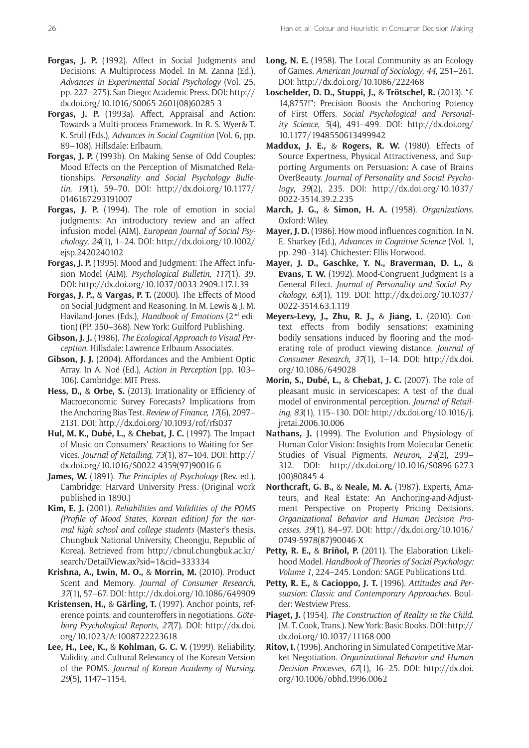**Forgas, J. P.** (1992). Affect in Social Judgments and Decisions: A Multiprocess Model. In M. Zanna (Ed.), *Advances in Experimental Social Psychology* (Vol. 25, pp. 227–275). San Diego: Academic Press. DOI: http://dx.doi.org/10.1016/S0065-2601(08)60285-3

**Forgas, J. P.** (1993a). Affect, Appraisal and Action: Towards a Multi-process Framework. In R. S. Wyer& T. K. Srull (Eds.), *Advances in Social Cognition* (Vol. 6, pp. 89–108). Hillsdale: Erlbaum.

**Forgas, J. P.** (1993b). On Making Sense of Odd Couples: Mood Effects on the Perception of Mismatched Relationships. *Personality and Social Psychology Bulletin*, *19*(1), 59–70. DOI: http://dx.doi.org/10.1177/0146167293191007

**Forgas, J. P.** (1994). The role of emotion in social judgments: An introductory review and an affect infusion model (AIM). *European Journal of Social Psychology*, *24*(1), 1–24. DOI: http://dx.doi.org/10.1002/ejsp.2420240102

**Forgas, J. P.** (1995). Mood and Judgment: The Affect Infusion Model (AIM). *Psychological Bulletin*, *117*(1), 39. DOI: http://dx.doi.org/10.1037/0033-2909.117.1.39

**Forgas, J. P.,** & **Vargas, P. T.** (2000). The Effects of Mood on Social Judgment and Reasoning. In M. Lewis & J. M. Haviland-Jones (Eds.), *Handbook of Emotions* (2nd edition) (PP. 350–368). New York: Guilford Publishing.

**Gibson, J. J.** (1986). *The Ecological Approach to Visual Perception*. Hillsdale: Lawrence Erlbaum Associates.

**Gibson, J. J.** (2004). Affordances and the Ambient Optic Array. In A. Noë (Ed.), *Action in Perception* (pp. 103–106). Cambridge: MIT Press.

**Hess, D.,** & **Orbe, S.** (2013). Irrationality or Efficiency of Macroeconomic Survey Forecasts? Implications from the Anchoring Bias Test. *Review of Finance*, *17*(6), 2097–2131. DOI: http://dx.doi.org/10.1093/rof/rfs037

**Hul, M. K., Dubé, L.,** & **Chebat, J. C.** (1997). The Impact of Music on Consumers' Reactions to Waiting for Services. *Journal of Retailing*, *73*(1), 87–104. DOI: http://dx.doi.org/10.1016/S0022-4359(97)90016-6

**James, W.** (1891). *The Principles of Psychology* (Rev. ed.). Cambridge: Harvard University Press. (Original work published in 1890.)

**Kim, E. J.** (2001). *Reliabilities and Validities of the POMS (Profile of Mood States, Korean edition) for the normal high school and college students* (Master's thesis, Chungbuk National University, Cheongju, Republic of Korea). Retrieved from http://cbnul.chungbuk.ac.kr/search/DetailView.ax?sid=1&cid=333334

**Krishna, A., Lwin, M. O.,** & **Morrin, M.** (2010). Product Scent and Memory. *Journal of Consumer Research*, *37*(1), 57–67. DOI: http://dx.doi.org/10.1086/649909

**Kristensen, H.,** & **Gärling, T.** (1997). Anchor points, reference points, and counteroffers in negotiations. *Göteborg Psychological Reports*, *27*(7). DOI: http://dx.doi.org/10.1023/A:1008722223618

**Lee, H., Lee, K.,** & **Kohlman, G. C. V.** (1999). Reliability, Validity, and Cultural Relevancy of the Korean Version of the POMS. *Journal of Korean Academy of Nursing*. *29*(5), 1147–1154.

**Long, N. E.** (1958). The Local Community as an Ecology of Games. *American Journal of Sociology*, *44*, 251–261. DOI: http://dx.doi.org/10.1086/222468

**Loschelder, D. D., Stuppi, J.,** & **Trötschel, R.** (2013). "€ 14,875?!": Precision Boosts the Anchoring Potency of First Offers. *Social Psychological and Personality Science*, *5*(4), 491–499. DOI: http://dx.doi.org/10.1177/1948550613499942

**Maddux, J. E.,** & **Rogers, R. W.** (1980). Effects of Source Expertness, Physical Attractiveness, and Supporting Arguments on Persuasion: A case of Brains OverBeauty. *Journal of Personality and Social Psychology*, *39*(2), 235. DOI: http://dx.doi.org/10.1037/0022-3514.39.2.235

**March, J. G.,** & **Simon, H. A.** (1958). *Organizations*. Oxford: Wiley.

**Mayer, J. D.** (1986). How mood influences cognition. In N. E. Sharkey (Ed.), *Advances in Cognitive Science* (Vol. 1, pp. 290–314). Chichester: Ellis Horwood.

**Mayer, J. D., Gaschke, Y. N., Braverman, D. L.,** & **Evans, T. W.** (1992). Mood-Congruent Judgment Is a General Effect. *Journal of Personality and Social Psychology*, *63*(1), 119. DOI: http://dx.doi.org/10.1037/0022-3514.63.1.119

**Meyers-Levy, J., Zhu, R. J.,** & **Jiang, L.** (2010). Context effects from bodily sensations: examining bodily sensations induced by flooring and the moderating role of product viewing distance. *Journal of Consumer Research*, *37*(1), 1–14. DOI: http://dx.doi.org/10.1086/649028

**Morin, S., Dubé, L.,** & **Chebat, J. C.** (2007). The role of pleasant music in servicescapes: A test of the dual model of environmental perception. *Journal of Retailing*, *83*(1), 115–130. DOI: http://dx.doi.org/10.1016/j.jretai.2006.10.006

**Nathans, J.** (1999). The Evolution and Physiology of Human Color Vision: Insights from Molecular Genetic Studies of Visual Pigments. *Neuron*, *24*(2), 299–312. DOI: http://dx.doi.org/10.1016/S0896-6273(00)80845-4

**Northcraft, G. B.,** & **Neale, M. A.** (1987). Experts, Amateurs, and Real Estate: An Anchoring-and-Adjustment Perspective on Property Pricing Decisions. *Organizational Behavior and Human Decision Processes*, *39*(1), 84–97. DOI: http://dx.doi.org/10.1016/0749-5978(87)90046-X

**Petty, R. E.,** & **Briñol, P.** (2011). The Elaboration Likelihood Model. *Handbook of Theories of Social Psychology: Volume 1*, 224–245. London: SAGE Publications Ltd.

**Petty, R. E.,** & **Cacioppo, J. T.** (1996). *Attitudes and Persuasion: Classic and Contemporary Approaches*. Boulder: Westview Press.

**Piaget, J.** (1954). *The Construction of Reality in the Child.* (M. T. Cook, Trans.). New York: Basic Books. DOI: http://dx.doi.org/10.1037/11168-000

**Ritov, I.** (1996). Anchoring in Simulated Competitive Market Negotiation. *Organizational Behavior and Human Decision Processes*, *67*(1), 16–25. DOI: http://dx.doi.org/10.1006/obhd.1996.0062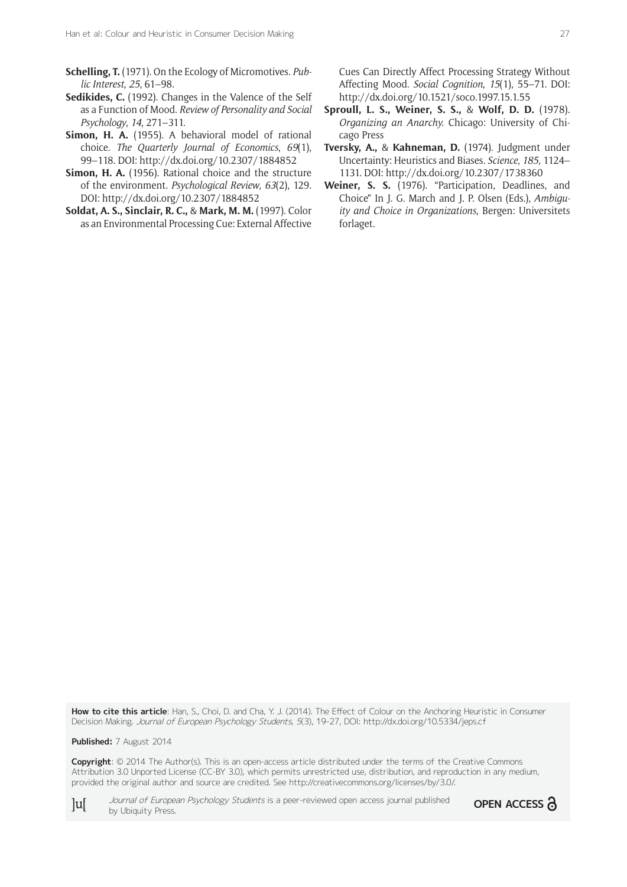**Schelling, T.** (1971). On the Ecology of Micromotives. *Public Interest*, *25*, 61–98.

**Sedikides, C.** (1992). Changes in the Valence of the Self as a Function of Mood. *Review of Personality and Social Psychology*, *14*, 271–311.

**Simon, H. A.** (1955). A behavioral model of rational choice. *The Quarterly Journal of Economics*, *69*(1), 99–118. DOI: http://dx.doi.org/10.2307/1884852

**Simon, H. A.** (1956). Rational choice and the structure of the environment. *Psychological Review*, *63*(2), 129. DOI: http://dx.doi.org/10.2307/1884852

**Soldat, A. S., Sinclair, R. C.,** & **Mark, M. M.** (1997). Color as an Environmental Processing Cue: External Affective Cues Can Directly Affect Processing Strategy Without Affecting Mood. *Social Cognition*, *15*(1), 55–71. DOI: http://dx.doi.org/10.1521/soco.1997.15.1.55

**Sproull, L. S., Weiner, S. S.,** & **Wolf, D. D.** (1978). *Organizing an Anarchy.* Chicago: University of Chicago Press

**Tversky, A.,** & **Kahneman, D.** (1974). Judgment under Uncertainty: Heuristics and Biases. *Science*, *185*, 1124–1131. DOI: http://dx.doi.org/10.2307/1738360

**Weiner, S. S.** (1976). "Participation, Deadlines, and Choice" In J. G. March and J. P. Olsen (Eds.), *Ambiguity and Choice in Organizations*, Bergen: Universitets forlaget.

**How to cite this article**: Han, S., Choi, D. and Cha, Y. J. (2014). The Effect of Colour on the Anchoring Heuristic in Consumer Decision Making. *Journal of European Psychology Students, 5*(3), 19-27, DOI: http://dx.doi.org/10.5334/jeps.cf

**Published:** 7 August 2014

**Copyright**: © 2014 The Author(s). This is an open-access article distributed under the terms of the Creative Commons Attribution 3.0 Unported License (CC-BY 3.0), which permits unrestricted use, distribution, and reproduction in any medium, provided the original author and source are credited. See http://creativecommons.org/licenses/by/3.0/.

*Journal of European Psychology Students* is a peer-reviewed open access journal published by Ubiquity Press.

**OPEN ACCESS**